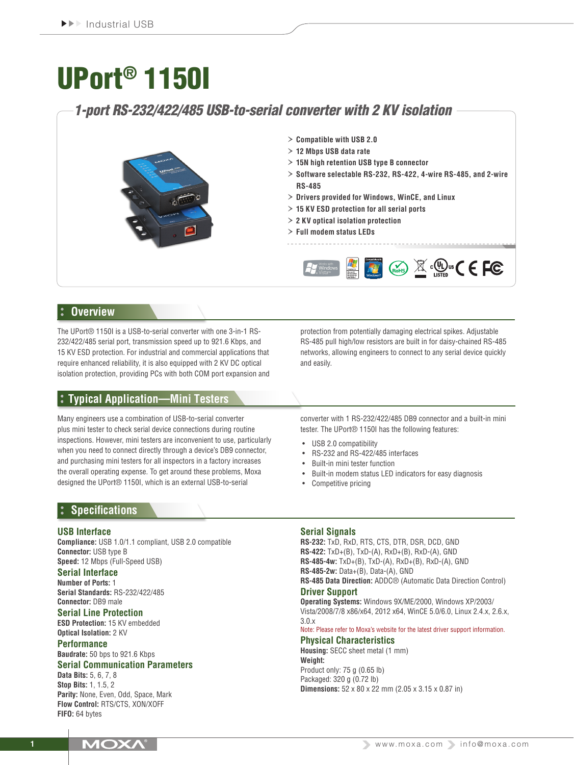# UPort® 1150I

## 1-port RS-232/422/485 USB-to-serial converter with 2 KV isolation

- Compatible with USB 2.0
- 12 Mbps USB data rate
- 15N high retention USB type B connector
- Software selectable RS-232, RS-422, 4-wire RS-485, and 2-wire RS-485
- Drivers provided for Windows, WinCE, and Linux
- 15 KV ESD protection for all serial ports
- 2 KV optical isolation protection
- Full modem status LEDs

## Overview

The UPort® 1150I is a USB-to-serial converter with one 3-in-1 RS-232/422/485 serial port, transmission speed up to 921.6 Kbps, and 15 KV ESD protection. For industrial and commercial applications that require enhanced reliability, it is also equipped with 2 KV DC optical isolation protection, providing PCs with both COM port expansion and protection from potentially damaging electrical spikes. Adjustable RS-485 pull high/low resistors are built in for daisy-chained RS-485 networks, allowing engineers to connect to any serial device quickly and easily.

## Typical Application—Mini Testers

Many engineers use a combination of USB-to-serial converter plus mini tester to check serial device connections during routine inspections. However, mini testers are inconvenient to use, particularly when you need to connect directly through a device's DB9 connector, and purchasing mini testers for all inspectors in a factory increases the overall operating expense. To get around these problems, Moxa designed the UPort® 1150I, which is an external USB-to-serial converter with 1 RS-232/422/485 DB9 connector and a built-in mini tester. The UPort® 1150I has the following features:

- USB 2.0 compatibility
- RS-232 and RS-422/485 interfaces
- Built-in mini tester function
- Built-in modem status LED indicators for easy diagnosis
- Competitive pricing

## Specifications

### USB Interface

**Compliance:** USB 1.0/1.1 compliant, USB 2.0 compatible
**Connector:** USB type B
**Speed:** 12 Mbps (Full-Speed USB)

### Serial Interface

**Number of Ports:** 1
**Serial Standards:** RS-232/422/485
**Connector:** DB9 male

### Serial Line Protection

**ESD Protection:** 15 KV embedded
**Optical Isolation:** 2 KV

### Performance

**Baudrate:** 50 bps to 921.6 Kbps

### Serial Communication Parameters

**Data Bits:** 5, 6, 7, 8
**Stop Bits:** 1, 1.5, 2
**Parity:** None, Even, Odd, Space, Mark
**Flow Control:** RTS/CTS, XON/XOFF
**FIFO:** 64 bytes

### Serial Signals

**RS-232:** TxD, RxD, RTS, CTS, DTR, DSR, DCD, GND
**RS-422:** TxD+(B), TxD-(A), RxD+(B), RxD-(A), GND
**RS-485-4w:** TxD+(B), TxD-(A), RxD+(B), RxD-(A), GND
**RS-485-2w:** Data+(B), Data-(A), GND
**RS-485 Data Direction:** ADDC® (Automatic Data Direction Control)

### Driver Support

**Operating Systems:** Windows 9X/ME/2000, Windows XP/2003/Vista/2008/7/8 x86/x64, 2012 x64, WinCE 5.0/6.0, Linux 2.4.x, 2.6.x, 3.0.x
Note: Please refer to Moxa's website for the latest driver support information.

### Physical Characteristics

**Housing:** SECC sheet metal (1 mm)
**Weight:**
Product only: 75 g (0.65 lb)
Packaged: 320 g (0.72 lb)
**Dimensions:** 52 x 80 x 22 mm (2.05 x 3.15 x 0.87 in)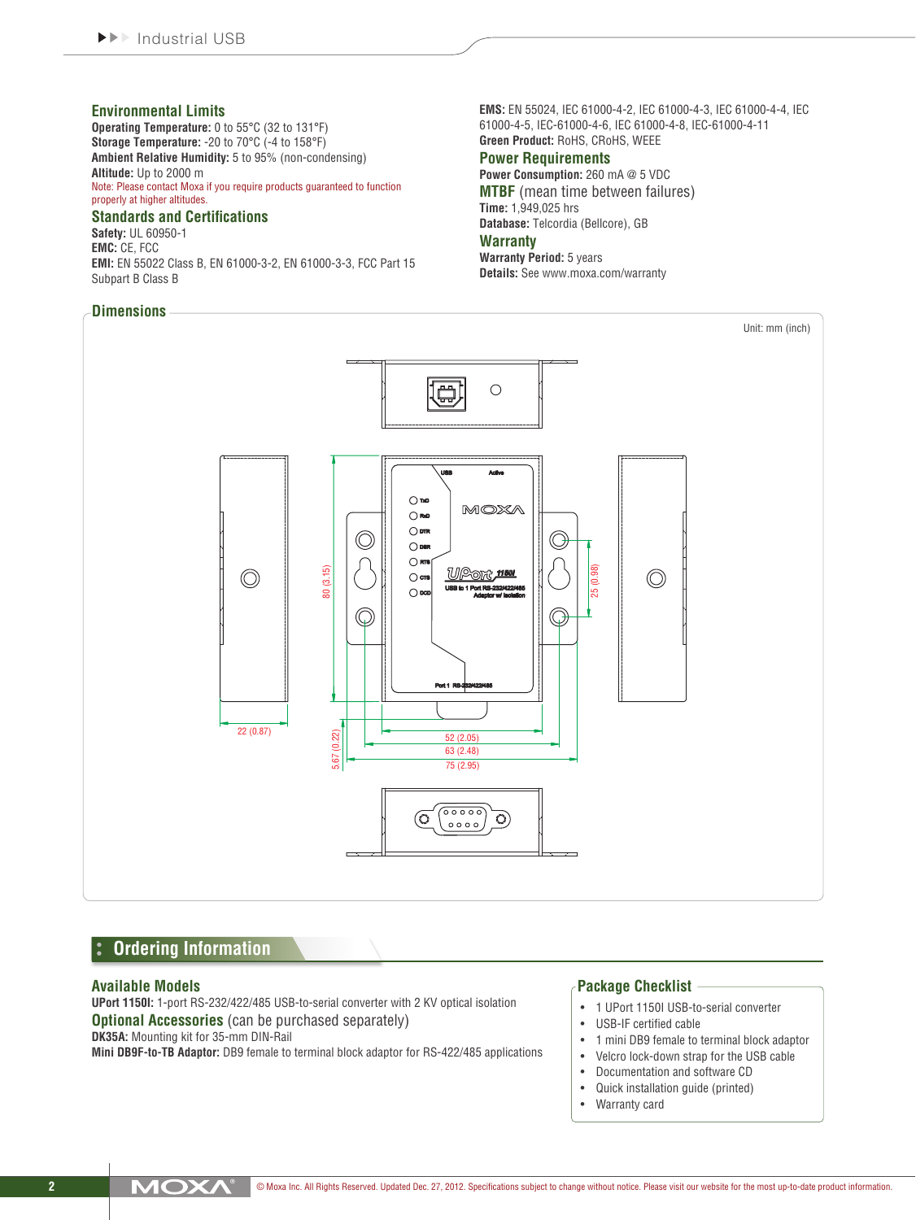### Environmental Limits

**Operating Temperature:** 0 to 55°C (32 to 131°F)
**Storage Temperature:** -20 to 70°C (-4 to 158°F)
**Ambient Relative Humidity:** 5 to 95% (non-condensing)
**Altitude:** Up to 2000 m
Note: Please contact Moxa if you require products guaranteed to function properly at higher altitudes.

### Standards and Certifications

**Safety:** UL 60950-1
**EMC:** CE, FCC
**EMI:** EN 55022 Class B, EN 61000-3-2, EN 61000-3-3, FCC Part 15 Subpart B Class B
**EMS:** EN 55024, IEC 61000-4-2, IEC 61000-4-3, IEC 61000-4-4, IEC 61000-4-5, IEC-61000-4-6, IEC 61000-4-8, IEC-61000-4-11
**Green Product:** RoHS, CRoHS, WEEE

### Power Requirements

**Power Consumption:** 260 mA @ 5 VDC

### MTBF (mean time between failures)

**Time:** 1,949,025 hrs
**Database:** Telcordia (Bellcore), GB

### Warranty

**Warranty Period:** 5 years
**Details:** See www.moxa.com/warranty

### Dimensions

Unit: mm (inch)

80 (3.15)
25 (0.98)
22 (0.87)
5.67 (0.22)
52 (2.05)
63 (2.48)
75 (2.95)

## Ordering Information

### Available Models

**UPort 1150I:** 1-port RS-232/422/485 USB-to-serial converter with 2 KV optical isolation

### Optional Accessories (can be purchased separately)

**DK35A:** Mounting kit for 35-mm DIN-Rail
**Mini DB9F-to-TB Adaptor:** DB9 female to terminal block adaptor for RS-422/485 applications

### Package Checklist

- 1 UPort 1150I USB-to-serial converter
- USB-IF certified cable
- 1 mini DB9 female to terminal block adaptor
- Velcro lock-down strap for the USB cable
- Documentation and software CD
- Quick installation guide (printed)
- Warranty card

© Moxa Inc. All Rights Reserved. Updated Dec. 27, 2012. Specifications subject to change without notice. Please visit our website for the most up-to-date product information.